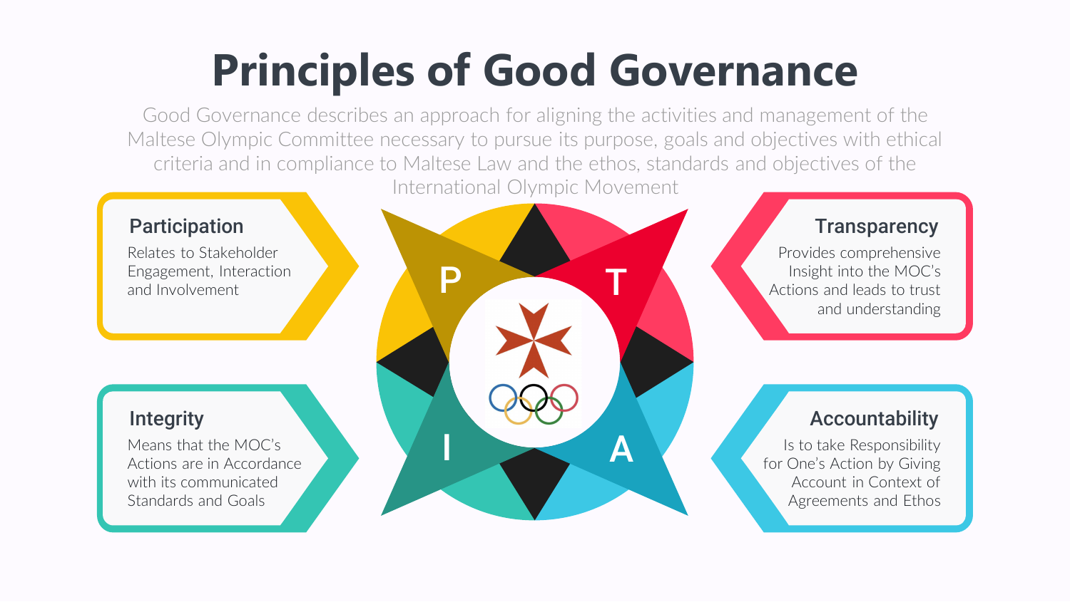# Principles of Good Governance

Good Governance describes an approach for aligning the activities and management of the Maltese Olympic Committee necessary to pursue its purpose, goals and objectives with ethical criteria and in compliance to Maltese Law and the ethos, standards and objectives of the International Olympic Movement

### Participation

Relates to Stakeholder Engagement, Interaction and Involvement

### Transparency

Provides comprehensive Insight into the MOC's Actions and leads to trust and understanding

P T I A

### Integrity

Means that the MOC's Actions are in Accordance with its communicated Standards and Goals

### Accountability

Is to take Responsibility for One's Action by Giving Account in Context of Agreements and Ethos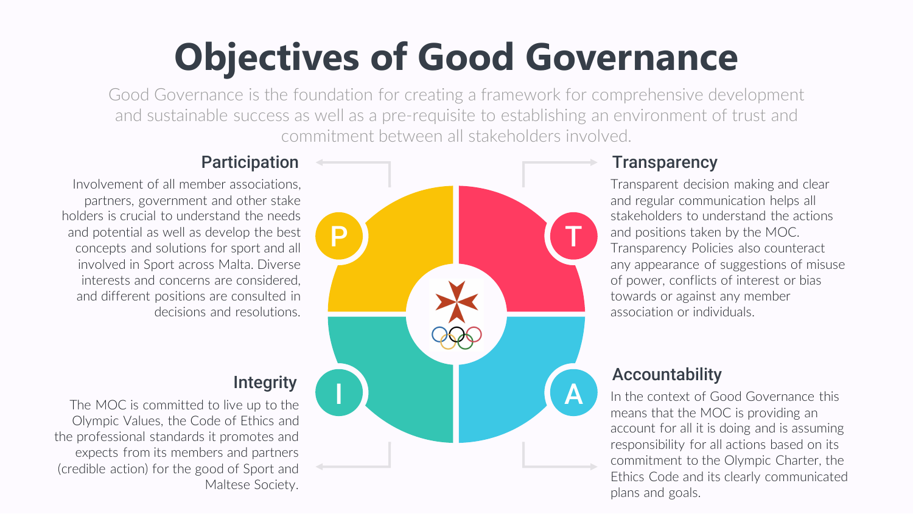# Objectives of Good Governance

Good Governance is the foundation for creating a framework for comprehensive development and sustainable success as well as a pre-requisite to establishing an environment of trust and commitment between all stakeholders involved.

## Participation

Involvement of all member associations, partners, government and other stake holders is crucial to understand the needs and potential as well as develop the best concepts and solutions for sport and all involved in Sport across Malta. Diverse interests and concerns are considered, and different positions are consulted in decisions and resolutions.

## Transparency

Transparent decision making and clear and regular communication helps all stakeholders to understand the actions and positions taken by the MOC. Transparency Policies also counteract any appearance of suggestions of misuse of power, conflicts of interest or bias towards or against any member association or individuals.

## Integrity

The MOC is committed to live up to the Olympic Values, the Code of Ethics and the professional standards it promotes and expects from its members and partners (credible action) for the good of Sport and Maltese Society.

## Accountability

In the context of Good Governance this means that the MOC is providing an account for all it is doing and is assuming responsibility for all actions based on its commitment to the Olympic Charter, the Ethics Code and its clearly communicated plans and goals.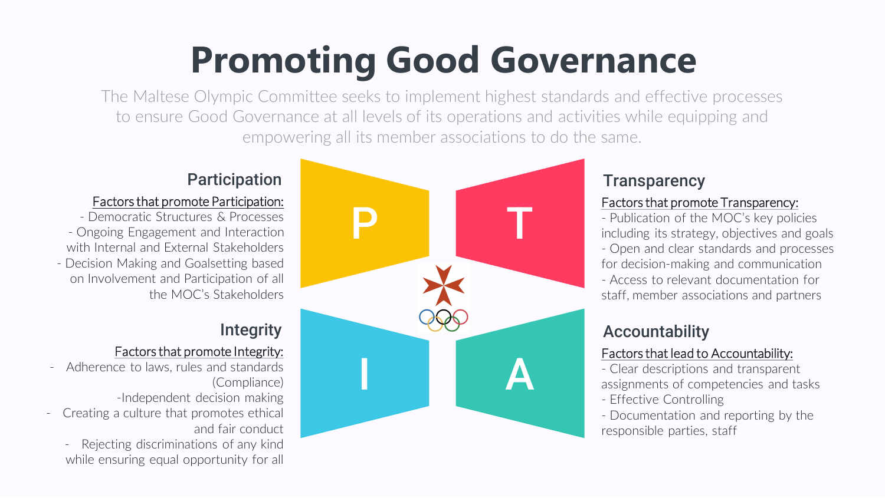# Promoting Good Governance

The Maltese Olympic Committee seeks to implement highest standards and effective processes to ensure Good Governance at all levels of its operations and activities while equipping and empowering all its member associations to do the same.

## Participation

Factors that promote Participation:

- Democratic Structures & Processes
- Ongoing Engagement and Interaction with Internal and External Stakeholders
- Decision Making and Goalsetting based on Involvement and Participation of all the MOC's Stakeholders

## Transparency

Factors that promote Transparency:

- Publication of the MOC's key policies including its strategy, objectives and goals
- Open and clear standards and processes for decision-making and communication
- Access to relevant documentation for staff, member associations and partners

## Integrity

Factors that promote Integrity:

- Adherence to laws, rules and standards (Compliance)
- Independent decision making
- Creating a culture that promotes ethical and fair conduct
- Rejecting discriminations of any kind while ensuring equal opportunity for all

## Accountability

Factors that lead to Accountability:

- Clear descriptions and transparent assignments of competencies and tasks
- Effective Controlling
- Documentation and reporting by the responsible parties, staff